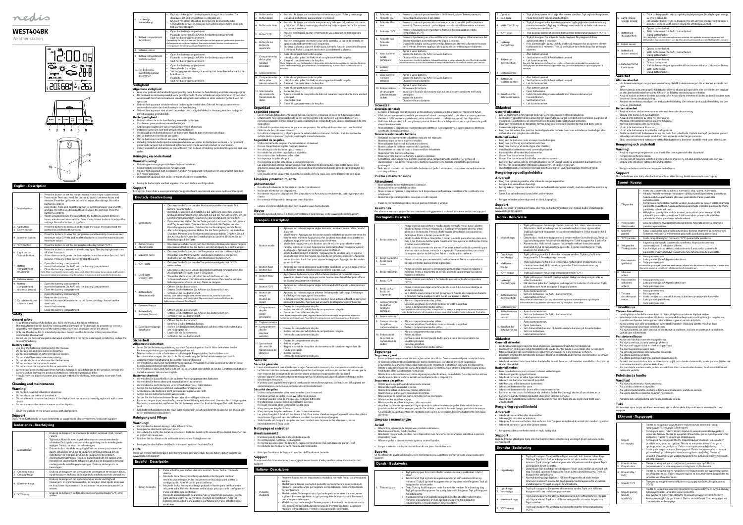# nedis

# WEST404BK

Weather station

## English - Description

| | |
|---|---|
| 1. Mode button | - Press the button to set the mode: normal / time / date / alarm mode.<br>- Time mode: Press and hold the button to switch between hours and minutes. Press the up/down buttons to adjust the settings. Press the button to confirm.<br>- Date mode: Press and hold the button to switch between year, month and day. Press the up/down buttons to adjust the settings. Press the button to confirm.<br>- Alarm activation mode: Press and hold the button to switch between hours, minutes and snooze time. Press the up/down buttons to adjust the settings. Press the button to confirm. |
| 2. Up button<br>3. Down button | - Press the buttons to increase or decrease the value. Press and hold the buttons to accelerate the process. |
| 4. Max/min button | - Press the button to view the temperature and humidity (maximum and minimum values). Press and hold the button to clear the maximum and minimum values. |
| 5. °C/°F button | - Press the button to set the temperature display format (°C/°F). |
| 6. Light button<br>Snooze button | - Press the button to switch on the display light. The display light switches off after 5 seconds.<br>- If the alarm sounds, press the button to activate the snooze function for 5 minutes. Press any other button to stop the alarm. |
| 7. Battery compartment (main unit) | - Open the battery compartment.<br>- Insert the batteries (2x AAA) into the battery compartment.<br>- Close the battery compartment.<br>Note: After inserting the batteries the device will detect the indoor temperature and humidity (barometer values) and subsequently the outdoor temperature and humidity for 3 minutes. |
| 8. External sensor | |
| 9. Battery compartment (external sensor) | - Open the battery compartment.<br>- Insert the batteries (2x AA) into the battery compartment.<br>- Close the battery compartment. |
| 10. Data transmission channel tuner | - Open the battery compartment.<br>- Remove the batteries.<br>- Set the data reception channel to the corresponding channel on the main unit.<br>- Insert the batteries.<br>- Close the battery compartment. |

### Safety

**General safety**
- Read the manual carefully before use. Keep the manual for future reference.
- The manufacturer is not liable for consequential damages or for damages to property or persons caused by non-observance of the safety instructions and improper use of the device.
- Only use the device for its intended purposes. Do not use the device for other purposes than described in the manual.
- Do not use the device if any part is damaged or defective. If the device is damaged or defective, replace the device immediately.

**Battery safety**
- Use only the batteries mentioned in the manual.
- Do not use old and new batteries together.
- Do not use batteries of different types or brands.
- Do not short-circuit or disassemble the batteries.
- Do not expose the batteries to water.
- Do not expose the batteries to fire or excessive heat.
- Batteries are prone to leakage when fully discharged. To avoid damage to the product, remove the batteries when leaving the product unattended for longer periods of time.
- If liquid from the batteries comes into contact with skin or clothing, immediately rinse with fresh water.

### Cleaning and maintenance

**Warning!**
- Do not use cleaning solvents or abrasives.
- Do not clean the inside of the device.
- Do not attempt to repair the device. If the device does not operate correctly, replace it with a new device.
- Do not immerse the device in water or other liquids.

- Clean the outside of the device using a soft, damp cloth.

### Support

If you need further help or have comments or suggestions please visit www.nedis.com/support

## Nederlands - Beschrijving

| | |
|---|---|
| 1. Modusknop | - Druk op de knop om de modus in te stellen: normaal / tijd / datum / alarm.<br>- Tijdmodus: Houd de knop ingedrukt om tussen uren en minuten te schakelen. Druk op de knoppen omhoog/omlaag om de instellingen te wijzigen. Druk op de knop om te bevestigen.<br>- Datummodus: Houd de knop ingedrukt om tussen jaar, maand en dag te schakelen. Druk op de knoppen omhoog/omlaag om de instellingen te wijzigen. Druk op de knop om te bevestigen.<br>- Alarmactiveringsmodus: Houd de knop ingedrukt om tussen uren, minuten en sluimertijd te schakelen. Druk op de knoppen omhoog/omlaag om de instellingen te wijzigen. Druk op de knop om te bevestigen. |
| 2. Omhoog-knop<br>3. Omlaag-knop | - Druk op de knoppen om de waarde te verhogen of te verlagen. Druk op de knoppen en houd deze ingedrukt om het proces te versnellen. |
| 4. Max/min-knop | - Druk op de knoppen om de temperatuur en de vochtigheid (maximum- en minimumwaarden) te bekijken. Druk op de knoppen en houd deze ingedrukt om de maximum- en minimumwaarden te wissen. |
| 5. °C/°F-knop | - Druk op de knop om de temperatuurweergavemodus (°C/°F) in te stellen. |
| 6. Lichtknop<br>Sluimerknop | - Druk op de knop om de displayverlichting in te schakelen. De displayverlichting schakelt na 5 seconden uit.<br>- Druk als het alarm afgaat op de knop om de sluimerfunctie 5 minuten te activeren. Druk op een willekeurige andere knop om het alarm te stoppen. |
| 7. Batterijcompartiment (hoofdunit) | - Open het batterijcompartiment.<br>- Plaats de batterijen (2x AAA) in het batterijcompartiment.<br>- Sluit het batterijcompartiment.<br>Opmerking: Na het plaatsen van de batterijen zal het apparaat gedurende 3 minuten de temperatuur en de vochtigheid (barometerwaarden) binnen waarnemen en vervolgens de temperatuur en vochtigheid buiten. |
| 8. Externe sensor | |
| 9. Batterijcompartiment (externe sensor) | - Open het batterijcompartiment.<br>- Plaats de batterijen (2x AA) in het batterijcompartiment.<br>- Sluit het batterijcompartiment. |
| 10. Het gegevensoverdrachtkanaal afstemmen | - Open het batterijcompartiment.<br>- Verwijder de batterijen.<br>- Stel het gegevensontvangstkanaal op het betreffende kanaal op de hoofdunit in.<br>- Plaats de batterijen.<br>- Sluit het batterijcompartiment. |

### Veiligheid

**Algemene veiligheid**
- Lees voor gebruik de handleiding zorgvuldig door. Bewaar de handleiding voor latere raadpleging.
- De fabrikant is niet aansprakelijk voor gevolgschade of voor schade aan eigendommen of personen veroorzaakt door het niet naleven van de veiligheidsinstructies en door verkeerd gebruik van het apparaat.
- Gebruik het apparaat uitsluitend voor de beoogde doeleinden. Gebruik het apparaat niet voor andere doeleinden dan beschreven in de handleiding.
- Gebruik het apparaat niet als een onderdeel beschadigd of defect is. Vervang een beschadigd of defect apparaat onmiddellijk.

**Batterijveiligheid**
- Gebruik alleen de in de handleiding vermelde batterijen.
- Combineer geen oude en nieuwe batterijen.
- Gebruik geen batterijen van verschillende typen of merken.
- Installeer batterijen niet met omgekeerde polariteit.
- Veroorzaak geen kortsluiting van de batterijen. Haal de batterijen niet uit elkaar.
- Stel de batterijen niet bloot aan water.
- Stel de batterijen niet bloot aan vuur of extreme hitte.
- Volledig ontladen batterijen kunnen gaan lekken. Verwijder de batterijen wanneer u het product gedurende langere tijd onbeheerd achterlaat om schade aan het product te voorkomen.
- Indien vloeistof uit de batterij in contact komt met de huid of kleding, onmiddellijk spoelen met vers water.

### Reiniging en onderhoud

**Waarschuwing!**
- Gebruik geen reinigingsmiddelen of schuurmiddelen.
- Reinig niet de binnenzijde van het apparaat.
- Probeer het apparaat niet te repareren. Indien het apparaat niet juist werkt, vervang het dan door een nieuw apparaat.
- Dompel het apparaat niet onder in water of andere vloeistoffen.

- Reinig de buitenzijde van het apparaat met een zachte, vochtige doek.

### Support

Breng voor hulp of als u een opmerking of suggestie heeft een bezoek aan www.nedis.com/support

## Deutsch - Beschreibung

| | |
|---|---|
| 1. Modustaste | - Drücken Sie die Taste, um den Modus einzustellen: Normal / Zeit / Datum / Alarmmodus.<br>- Zeitmodus: Drücken und halten Sie die Taste, um zwischen Stunden und Minuten umzuschalten. Drücken Sie auf die Auf-/Ab-Tasten, um die Einstellungen zu ändern. Drücken Sie zur Bestätigung auf die Taste.<br>- Datumsmodus: Halten Sie die Taste gedrückt, um zwischen Jahr, Monat und Tag zu wechseln. Drücken Sie auf die Auf-/Ab-Tasten, um die Einstellungen zu ändern. Drücken Sie zur Bestätigung auf die Taste.<br>- Alarm-Aktivierungsmodus: Halten Sie die Taste gedrückt, um zwischen Stunden, Minuten und Schlummerzeit umzuschalten. Drücken Sie auf die Auf-/Ab-Tasten, um die Einstellungen zu ändern. Drücken Sie zur Bestätigung auf die Taste. |
| 2. Aufwärtstaste<br>3. Abwärtstaste | - Drücken Sie auf die Tasten, um den Wert zu erhöhen oder zu verringern. Drücken und halten Sie die Tasten, um den Vorgang zu beschleunigen. |
| 4. Max/min-Taste | - Drücken Sie die Tasten, um die Temperatur und die Luftfeuchtigkeit (Maximal- und Minimalwerte) anzuzeigen. Halten Sie die Tasten gedrückt, um die Maximal- und Minimalwerte zu löschen. |
| 5. °C/°F-Taste | - Drücken Sie die Taste, um das Temperaturanzeigeformat (°C/°F) einzustellen. |
| 6. Licht-Taste<br>Snooze-Taste | - Drücken Sie die Taste, um die Displaybeleuchtung einzuschalten. Die Anzeigeleuchte erlischt nach 5 Sekunden.<br>- Wenn der Alarm ertönt, drücken Sie auf die Taste, um die Schlummerfunktion für 5 Minuten zu aktivieren. Drücken Sie auf eine beliebige andere Taste, um den Alarm zu stoppen. |
| 7. Batteriefach (Hauptgerät) | - Öffnen Sie das Batteriefach.<br>- Setzen Sie die Batterien (2x AAA) in das Batteriefach ein.<br>- Schließen Sie das Batteriefach.<br>Hinweis: Nach dem Einlegen der Batterien erkennt das Gerät für 3 Minuten die Innentemperatur und Feuchtigkeit (Barometerwerte) und anschließend die Außentemperatur und Feuchtigkeit. |
| 8. Externer Sensor | |
| 9. Batteriefach (externer Sensor) | - Öffnen Sie das Batteriefach.<br>- Setzen Sie die Batterien (2x AA) in das Batteriefach ein.<br>- Schließen Sie das Batteriefach. |
| 10. Datenübertragungs-Kanaltuner | - Öffnen Sie das Batteriefach.<br>- Nehmen Sie die Batterien heraus.<br>- Stellen Sie den Datenempfangskanal auf den entsprechenden Kanal am Hauptgerät ein.<br>- Legen Sie die Batterien ein.<br>- Schließen Sie das Batteriefach. |

### Sicherheit

**Allgemeine Sicherheit**
- Lesen Sie die Bedienungsanleitung vor dem Gebrauch genau durch. Bitte bewahren Sie die Bedienungsanleitung zur späteren Bezugnahme auf.
- Der Hersteller ist nicht schadensersatzpflichtig für Folgeschäden, Sachschäden oder Personenverletzungen, die durch die Nichtbeachtung der Sicherheitshinweise und durch unsachgemäße Handhabung des Gerätes entstanden sind.
- Verwenden Sie das Gerät nur bestimmungsgemäß. Verwenden Sie das Gerät nur für den in dieser Bedienungsanleitung beschriebenen Zweck.
- Verwenden Sie das Gerät nicht, falls ein Teil beschädigt oder defekt ist. Ist das Gerät beschädigt oder defekt, ersetzen Sie es unverzüglich.

**Batteriesicherheit**
- Verwenden Sie ausschließlich die in dieser Anleitung genannten Batterien.
- Verwenden Sie keine alten und neuen Batterien zusammen.
- Verwenden Sie nicht Batterien unterschiedlicher Typen oder Marken.
- Setzen Sie die Batterien nicht mit vertauschter Polarität ein.
- Schließen Sie die Batterien nicht kurz und zerlegen Sie sie nicht.
- Setzen Sie die Batterien keinem Wasser aus.
- Setzen Sie die Batterien keinem Feuer oder übermäßiger Hitze aus.
- Batterien neigen dazu, auszulaufen, wenn Sie vollständig entladen sind. Um eine Beschädigung des Produkts zu vermeiden, entfernen Sie die Batterien, wenn das Produkt längere Zeit nicht benutzt wird.
- Falls Batterieflüssigkeit mit der Haut oder Kleidung in Berührung kommt, spülen Sie die Flüssigkeit sofort mit frischem Wasser fort.

### Reinigung und Pflege

**Warnung!**
- Verwenden Sie keine Lösungs- oder Scheuermittel.
- Reinigen Sie das Gerät nicht von innen.
- Versuchen Sie nicht, das Gerät zu reparieren. Falls das Gerät nicht einwandfrei arbeitet, tauschen Sie es gegen ein neues aus.
- Tauchen Sie das Gerät nicht in Wasser oder andere Flüssigkeiten ein.

- Reinigen Sie das Äußere des Geräts mit einem weichen feuchten Tuch.

### Hilfe

Wenn Sie weitere Hilfe benötigen oder Kommentare oder Vorschläge für uns haben, gehen Sie bitte auf www.nedis.com/support

## Español - Descripción

| | |
|---|---|
| 1. Botón de modo | - Pulse el botón para definir el modo: normal / hora / fecha / modo de alarma.<br>- Modo de hora: Pulse y mantenga pulsado el botón para cambiar entre horas y minutos. Pulse los botones arriba/abajo para ajustar la configuración. Pulse el botón para confirmar.<br>- Modo de fecha: Pulse y mantenga pulsado el botón para cambiar entre año, mes y día. Pulse los botones arriba/abajo para ajustar la configuración. Pulse el botón para confirmar.<br>- Modo de accionamiento de alarma: Pulse y mantenga pulsado el botón para cambiar entre horas, minutos y tiempo de repetición. Pulse los botones arriba/abajo para ajustar la configuración. Pulse el botón para confirmar. |
| 2. Botón arriba<br>3. Botón abajo | - Pulse los botones para aumentar o disminuir el valor. Pulse y mantenga pulsados los botones para acelerar el proceso. |
| 4. Botón máx./mín. | - Pulse los botones para ver la temperatura y la humedad (valores máximos y mínimos). Pulse y mantenga pulsados los botones para borrar los valores máximos y mínimos. |
| 5. Botón °C/°F | - Pulse el botón para ajustar el formato de visualización de la temperatura (°C/°F). |
| 6. Botón de luz<br>Botón de repetición | - Pulse el botón para encender la luz de la pantalla. La luz de la pantalla se apaga automáticamente tras 5 segundos.<br>- Si suena la alarma, pulse el botón para activar la función de repetición para 5 minutos. Pulse cualquier otro botón para detener la alarma. |
| 7. Compartimento de las pilas (unidad principal) | - Abra el compartimento de las pilas.<br>- Introduzca las pilas (2x AAA) en el compartimento de las pilas.<br>- Cierre el compartimento de las pilas.<br>Nota: Después de insertar las pilas, el dispositivo detectará la temperatura y humedad interior (valores del barómetro) y, posteriormente, la temperatura y humedad del exterior durante 3 minutos. |
| 8. Sensor externo | |
| 9. Compartimento de las pilas (sensor externo) | - Abra el compartimento de las pilas.<br>- Introduzca las pilas (2x AA) en el compartimento de las pilas.<br>- Cierre el compartimento de las pilas. |
| 10. Sintonizador de canales de transmisión de datos | - Abra el compartimento de las pilas.<br>- Retire las pilas.<br>- Ajuste el canal de recepción de datos al canal correspondiente de la unidad principal.<br>- Inserte las pilas.<br>- Cierre el compartimento de las pilas. |

### Seguridad

**Seguridad general**
- Lea el manual detenidamente antes del uso. Conserve el manual en caso de futura necesidad.
- El fabricante no es responsable de daños consecuentes o de daños en la propiedad o en las personas causados por no seguir estas instrucciones de seguridad y por un uso inadecuado de este dispositivo.
- Utilice el dispositivo únicamente para su uso previsto. No utilice el dispositivo con una finalidad distinta a la descrita en el manual.
- No utilice el dispositivo si alguna pieza ha sufrido daños o tiene un defecto. Si el dispositivo ha sufrido daños o tiene un defecto, sustitúyalo inmediatamente.

**Seguridad de las pilas**
- Utilice únicamente las pilas mencionadas en el manual.
- No use conjuntamente pilas nuevas y usadas.
- No utilice pilas de distintos tipos o marcas.
- No instale las pilas con la polaridad invertida.
- No cortocircuite ni desmonte las pilas.
- No exponga las pilas al agua.
- No exponga las pilas al fuego ni a un calor excesivo.
- Las pilas tienden a tener fugas cuando están totalmente descargadas. Para evitar daños en el producto, saque las pilas cuando no vaya a utilizar el producto durante periodos prolongados de tiempo.
- Si el líquido de las pilas entra en contacto con la piel o la ropa, lave inmediatamente con agua.

### Limpieza y mantenimiento

**¡Advertencia!**
- No utilice disolventes de limpieza ni productos abrasivos.
- No limpie el interior del dispositivo.
- No intente reparar el dispositivo. Si el dispositivo no funciona correctamente, sustitúyalo por uno nuevo.
- No sumerja el dispositivo en agua ni otros líquidos.

- Limpie el exterior del dispositivo con un paño suave humedecido.

### Apoyo

Si necesita ayuda adicional o si tiene comentarios o sugerencias, visite www.nedis.com/support

## Français - Description

| | |
|---|---|
| 1. Bouton mode | - Appuyez sur le bouton pour régler le mode : normal / heure / date / mode d'alarme.<br>- Mode heure : Appuyez sur le bouton sans le relâcher pour alterner entre les heures et les minutes. Appuyez sur les boutons haut /bas pour ajuster les réglages. Appuyez sur le bouton pour confirmer.<br>- Mode date : Appuyez sur le bouton sans le relâcher pour alterner entre l'année, le mois et le jour. Appuyez sur les boutons haut /bas pour ajuster les réglages. Appuyez sur le bouton pour confirmer.<br>- Mode d'activation d'alarme : Appuyez sur le bouton sans le relâcher pour alterner entre les heures, les minutes et le temps de report. Appuyez sur les boutons haut /bas pour ajuster les réglages. Appuyez sur le bouton pour confirmer. |
| 2. Bouton haut<br>3. Bouton bas | - Appuyez sur les boutons pour augmenter ou réduire la valeur. Appuyez sur les boutons sans les relâcher pour accélérer le processus. |
| 4. Bouton max/min. | - Appuyez sur les boutons pour afficher la température et l'humidité (valeurs maximum et minimum). Appuyez sur les boutons sans les relâcher pour effacer les valeurs maximum et minimum. |
| 5. Bouton °C/°F | - Appuyez sur le bouton pour régler le format d'affichage de la température (°C/°F). |
| 6. Bouton de lampe<br>Bouton de report | - Appuyez sur le bouton pour allumer l'éclairage de l'affichage. L'éclairage s'éteint au bout de 5 secondes.<br>- Si l'alarme retentit, appuyez sur le bouton pour activer la fonction de report pendant 5 minutes. Appuyez sur un autre bouton pour arrêter l'alarme. |
| 7. Compartiment de pile (unité principale) | - Ouvrez le compartiment de pile.<br>- Insérez les piles (2x AAA) dans le compartiment de pile.<br>- Fermez le compartiment de pile.<br>Note : après avoir inséré les piles, l'appareil détecte l'humidité et la température intérieures (valeurs barométriques) puis l'humidité et la température extérieures pendant 3 minutes. |
| 8. Capteur externe | |
| 9. Compartiment de pile (capteur externe) | - Ouvrez le compartiment de pile.<br>- Insérez les piles (2x AA) dans le compartiment de pile.<br>- Fermez le compartiment de pile. |
| 10. Syntoniseur de canal de transmission de données | - Ouvrez le compartiment de pile.<br>- Retirez les piles.<br>- Réglez le canal de réception de données sur le canal correspondant de l'unité principale.<br>- Insérez les piles.<br>- Fermez le compartiment de pile. |

### Sécurité

**Sécurité générale**
- Lisez attentivement le manuel avant usage. Conservez le manuel pour toute référence ultérieure.
- Le fabricant décline toute responsabilité pour les dommages ou blessures consécutifs causés par le non-respect des consignes de sécurité et par l'utilisation inappropriée de l'appareil.
- Utilisez l'appareil uniquement pour son usage prévu. N'utilisez pas l'appareil à d'autres fins que celles décrites dans le manuel.
- N'utilisez pas l'appareil si une pièce quelconque est endommagée ou défectueuse. Si l'appareil est endommagé ou défectueux, remplacez-le immédiatement.

**Sécurité des piles**
- Utilisez uniquement les piles mentionnées dans le manuel.
- N'utilisez jamais des piles usées avec des piles neuves.
- N'utilisez pas des piles de marques ou de types différents.
- N'installez pas les piles selon une polarité inversée.
- Ne court-circuitez et ne démontez pas les piles.
- N'exposez pas les piles à l'eau.
- N'exposez pas les piles au feu ou à une chaleur excessive.
- Les piles peuvent fuir lorsqu'elles sont complètement déchargées. Pour éviter d'endommager l'appareil, retirez les piles si vous laissez l'appareil sans surveillance pendant des périodes prolongées.
- Si du liquide s'échappant des piles entre en contact avec la peau ou les vêtements, rincez immédiatement à l'eau claire.

### Nettoyage et entretien

**Avertissement !**
- N'utilisez pas de solvants ni de produits abrasifs.
- Ne nettoyez pas l'intérieur de l'appareil.
- Ne tentez pas de réparer l'appareil. Si l'appareil fonctionne mal, remplacez-le par un neuf.
- Ne plongez pas l'appareil dans l'eau ou autres liquides.

- Nettoyez l'extérieur de l'appareil avec un chiffon doux et humide.

### Support

Si vous avez des commentaires, des suggestions ou besoin d'aide, veuillez visiter www.nedis.com/support

## Italiano - Descrizione

| | |
|---|---|
| 1. Pulsante modalità | - Premere il pulsante per impostare la modalità: normale / ora / data / modalità sveglia.<br>- Modalità ora: Tenere premuto il pulsante per commutare tra ore e minuti. Premere i pulsanti su/giù per regolare le impostazioni. Premere il pulsante per confermare.<br>- Modalità data: Tenere premuto il pulsante per commutare tra anno, mese e giorno. Premere i pulsanti su/giù per regolare le impostazioni. Premere il pulsante per confermare.<br>- Modalità attivazione sveglia: Tenere premuto il pulsante per commutare tra ore, minuti e tempo della funzione snooze. Premere i pulsanti su/giù per regolare le impostazioni. Premere il pulsante per confermare. |
| 2. Pulsante su<br>3. Pulsante giù | - Premere i pulsanti per aumentare o diminuire il valore. Tenere premuti i pulsanti per accelerare il processo. |
| 4. Pulsante Max/min | - Premere i pulsanti per visualizzare temperatura e umidità (valori minimi e massimi). Tenere premuti i pulsanti per cancellare i valori massimi e minimi. |
| 5. Pulsante °C/°F | - Premere il pulsante per impostare il formato di visualizzazione della temperatura (°C/°F). |
| 6. Pulsante luci<br>Pulsante Snooze | - Premere il pulsante per attivare l'illuminazione del display. L'illuminazione del display si spegne automaticamente dopo 5 secondi.<br>- Quando la sveglia suona, premere il pulsante per attivare la funzione snooze per 5 minuti. Premere qualsiasi altro pulsante per interrompere l'allarme. |
| 7. Vano batterie (unità principale) | - Aprire il vano batterie.<br>- Inserire le batterie (2x AAA) nel vano batterie.<br>- Chiudere il vano batterie.<br>Nota: dopo avere inserito le batterie, il dispositivo rileva la temperatura interna e il livello di umidità (valori barometrici) e successivamente la temperatura esterna e il livello di umidità per 3 minuti. |
| 8. Sensore esterno | |
| 9. Vano batterie (sensore esterno) | - Aprire il vano batterie.<br>- Inserire le batterie (2x AA) nel vano batterie.<br>- Chiudere il vano batterie. |
| 10. Sintonizzatore di canale per la trasmissione di dati | - Aprire il vano batterie.<br>- Rimuovere le batterie.<br>- Impostare il canale di ricezione dati sul canale corrispondente nell'unità principale.<br>- Inserire le batterie.<br>- Chiudere il vano batterie. |

### Sicurezza

**Sicurezza generale**
- Leggere il manuale con attenzione prima dell'uso. Conservare il manuale per riferimenti futuri.
- Il fabbricante non è responsabile per eventuali danni conseguenziali o per danni a cose o persone derivanti dall'inosservanza delle istruzioni sulla sicurezza e dall'uso improprio del dispositivo.
- Utilizzare il dispositivo solo per gli scopi previsti. Non utilizzare il dispositivo per scopi diversi da quelli descritti nel manuale.
- Non utilizzare il dispositivo se presenta parti difettose. Se il dispositivo è danneggiato o difettoso, sostituirlo immediatamente.

**Sicurezza relativa alla batteria**
- Utilizzare esclusivamente le batterie indicate nel manuale.
- Non mischiare batterie nuove e vecchie.
- Non utilizzare batterie di tipi o marchi diversi.
- Non installare le batterie invertendo la polarità.
- Non mettere in corto circuito o disassemblare le batterie.
- Non esporre le batterie all'acqua.
- Non esporre le batterie a fiamme o calore eccessivo.
- Le batterie sono soggette a perdite quando sono completamente scariche. Per evitare di danneggiare il prodotto, rimuovere le batterie quando viene lasciato incustodito per periodi prolungati.
- Nel caso di contatto del liquido delle batterie con pelle o indumenti, sciacquare immediatamente con acqua fresca.

### Pulizia e manutenzione

**Attenzione!**
- Non utilizzare solventi detergenti o abrasivi.
- Non pulire l'interno del dispositivo.
- Non cercare di riparare il dispositivo. Se il dispositivo non funziona correttamente, sostituirlo con uno nuovo.
- Non immergere il dispositivo in acqua o in altri liquidi.

- Pulire l'esterno del dispositivo con un panno morbido e umido.

### Assistenza

Per ulteriore assistenza o per fornire commenti o suggerimenti visitare il sito www.nedis.com/support

## Português - Descrição

| | |
|---|---|
| 1. Botão de modo | - Prima o botão para definir o modo: modo normal / hora / data / alarme.<br>- Modo de hora: Prima e mantenha o botão premido para alternar entre as horas e os minutos. Prima os botões para cima/baixo para ajustar as definições. Prima o botão para confirmar.<br>- Modo de data: Prima e mantenha o botão premido para alternar entre ano, mês e dia. Prima os botões para cima/baixo para ajustar as definições. Prima o botão para confirmar.<br>- Modo de acionamento do alarme: Prima e mantenha o botão premido para alternar entre as horas, minutos e suspensão. Prima os botões para cima/baixo para ajustar as definições. Prima o botão para confirmar. |
| 2. Botão para cima<br>3. Botão para baixo | - Prima os botões para aumentar ou reduzir o valor. Prima e mantenha os botões premidos para acelerar o processo. |
| 4. Botão máx./mín. | - Prima os botões para ver a temperatura e humidade (valores máximo e mínimo). Prima e mantenha os botões premidos para limpar os valores máximo e mínimo. |
| 5. Botão °C/°F | - Prima o botão para definir o formato de apresentação da temperatura (°C/°F). |
| 6. Botão de luz<br>Botão de suspensão | - Prima o botão para ligar a iluminação do visor. A luz do visor desliga-se após 5 segundos.<br>- Se o alarme soar, prima o botão para ativar a função de suspensão durante 5 minutos. Prima qualquer outro botão para parar o alarme. |
| 7. Compartimento das pilhas (unidade principal) | - Abra o compartimento das pilhas.<br>- Coloque as pilhas (2x AAA) no compartimento das pilhas.<br>- Feche o compartimento das pilhas.<br>Nota: Depois de colocar as pilhas, o dispositivo irá detetar a temperatura e humidade interiores (valor do barómetro) e, de seguida, a temperatura e humidade exteriores durante 3 minutos. |
| 8. Sensor externo | |
| 9. Compartimento das pilhas (sensor externo) | - Abra o compartimento das pilhas.<br>- Coloque as pilhas (2x AA) no compartimento das pilhas.<br>- Feche o compartimento das pilhas. |
| 10. Sintonizador de canais de transmissão de dados | - Abra o compartimento das pilhas.<br>- Retire as pilhas.<br>- Defina o canal de receção de dados para o canal correspondente na unidade principal.<br>- Coloque as pilhas.<br>- Feche o compartimento das pilhas. |

### Segurança

**Segurança geral**
- Leia atentamente o manual de instruções antes de utilizar. Guarde o manual para consulta futura.
- O fabricante não se responsabiliza por danos indiretos ou por danos em bens ou pessoas provocados pela inobservância das instruções de segurança e utilização indevida do dispositivo.
- Utilize o dispositivo apenas para a finalidade a que se destina. Não utilize o dispositivo para outras finalidades além das descritas no manual.
- Não utilize o dispositivo caso tenha alguma peça danificada ou com defeito. Se o dispositivo estiver danificado ou tiver defeito, substitua imediatamente o dispositivo.

**Segurança das pilhas**
- Utilize apenas as pilhas indicadas neste manual.
- Não misture pilhas usadas e novas.
- Não utilize pilhas de tipos ou marcas diferentes.
- Não instale as pilhas com polaridade invertida.
- Não coloque as pilhas em curto-circuito nem as desmonte.
- Não exponha as pilhas a água.
- Não exponha as pilhas a fogo ou calor excessivo.
- As pilhas facilmente apresentam fugas quando totalmente descarregadas. Para evitar danos ao produto, retire as pilhas sempre que não for utilizar o produto durante longos períodos de tempo.
- Se o líquido das pilhas entrar em contacto com a pele ou vestuário, lave imediatamente com água corrente.

### Limpeza e manutenção

**Aviso!**
- Não utilize solventes de limpeza ou produtos abrasivos.
- Não limpe o interior do dispositivo.
- Não tente reparar o dispositivo. Se o dispositivo não funcionar corretamente, substitua-o por um dispositivo novo.
- Não mergulhe o dispositivo em água ou outros líquidos.

- Limpe o exterior do dispositivo utilizando um pano húmido macio.

### Suporte

Se necessitar de ajuda adicional ou tiver comentários ou sugestões, por favor visite www.nedis.com/support

## Dansk - Beskrivelse

| | |
|---|---|
| 1. Tilstandsknap | - Tryk på knappen for at indstille tilstanden: normal / klokkeslæt / dato / alarm.<br>- Tidstilstand: Tryk og hold knappen nede for at skifte mellem timer og minutter. Tryk på op/ned-knapperne for at regulere indstillingerne. Tryk på knappen for at bekræfte.<br>- Dato: Tryk og hold knappen nede for at skifte mellem år, måned og dag. Tryk på op/ned-knapperne for at regulere indstillingerne. Tryk på knappen for at bekræfte.<br>- Alarmaktivering: Tryk og hold knappen nede for at skifte mellem timer, minutter og slumretid. Tryk på op/ned-knapperne for at regulere indstillingerne. Tryk på knappen for at bekræfte. |
| 2. Op-knap<br>3. Ned-knap | - Tryk på knapperne for at øge eller sænke værdien. Tryk og hold knapperne nede for at gøre processen hurtigere. |
| 4. Maks/min-knap | - Tryk på knapperne for at se temperaturen og fugtigheden (maksimum- og minimumsværdier). Tryk og hold knapperne nede for at rydde maksimum- og minimumsværdierne. |
| 5. °C/°F-knap | - Tryk på knappen for at indstille formatet for temperaturvisningen (°C/°F). |
| 6. Lysknap<br>Slumreknap | - Tryk på knappen for at tænde for displaylyset. Displaylyset slukker automatisk efter 5 sekunder.<br>- Hvis alarmen går i gang, skal du trykke på knappen for at aktivere slumre-funktionen i 5 minutter. Tryk på en hvilken som helst knap for at stoppe alarmen. |
| 7. Batterirum (hovedenhed) | - Åbn batterirummet.<br>- Sæt batterierne (2x AAA) i batterirummet.<br>- Luk batterirummet.<br>Bemærk: Når batterierne er blevet sat i, måler enheden den indendørs temperatur og luftfugtighed (barometerstand) og derefter den udendørs temperatur og luftfugtighed i 3 minutter. |
| 8. Ekstern sensor | |
| 9. Batterirum (ekstern sensor) | - Åbn batterirummet.<br>- Sæt batterierne (2x AA) i batterirummet.<br>- Luk batterirummet. |
| 10. Kanaltuner for datatransmission | - Åbn batterirummet.<br>- Fjern batterierne.<br>- Indstil datamodtagelseskanalen til den tilsvarende kanal på hovedenheden.<br>- Sæt batterierne i.<br>- Luk batterirummet. |

### Sikkerhed

**Generel sikkerhed**
- Læs vejledningen omhyggeligt før brug. Gem vejledningen til fremtidig brug.
- Producenten kan ikke holdes ansvarlig for skader der opstår på ejendom eller personer, på grund af manglende overholdelse af sikkerhedsvejledningen og forkert brug af enheden.
- Brug kun enheden til de tiltænkte formål. Brug ikke enheden til andre formål end dem, som er beskrevet i vejledningen.
- Brug ikke enheden, hvis den har beskadigede eller defekte dele. Hvis enheden er beskadiget eller defekt, skal den omgående udskiftes.

**Batterisikkerhed**
- Brug kun de batterier, som er nævnt i vejledningen.
- Brug ikke gamle og nye batterier sammen.
- Brug ikke batterier af anden type eller mærke.
- Installer ikke batterierne med omvendt polaritet.
- Kortslut eller afmonter ikke batterierne.
- Udsæt ikke batterierne for vand.
- Udsæt ikke batterierne for ild eller overdreven varme.
- Batterier kan lække, når de er fuldt afladede. For at undgå skade på produktet skal batterierne fjernes, når du efterlader produktet uden opsyn i et længere tidsrum.
- Hvis batterivæsken kommer i kontakt med hud eller tøj, skylles omgående med frisk vand.

### Rengøring og vedligeholdelse

**Advarsel!**
- Brug ikke opløsningsmidler eller slibende rengøringsmidler.
- Rengør ikke enheden indvendigt.
- Forsøg ikke at reparere enheden. Hvis enheden ikke fungerer korrekt, skal den udskiftes med en ny enhed.
- Nedsænk ikke enheden i vand eller andre væsker.

- Rengør enheden udvendigt med en blød, fugtig klud.

### Support

Hvis du har brug for yderligere hjælp, eller hvis du har kommentarer eller forslag, bedes du gå til www.nedis.com/support

## Norsk - Beskrivelse

| | |
|---|---|
| 1. Modusknapp | - Trykk på knappen for å velge modus: Normal / tid / dato / alarmmodus.<br>- Tidsmodus: Hold inne knappen for å veksle mellom timer og minutter. Trykk på opp/ned-knappene for å endre innstillingene. Trykk knappen for å bekrefte.<br>- Datomodus: Hold inne knappen for å veksle mellom år, måned og dag. Trykk på opp/ned-knappene for å endre innstillingene. Trykk knappen for å bekrefte.<br>- Alarmmodus: Hold inne knappen for å veksle mellom timer, minutter/slumretid. Trykk på opp/ned-knappene for å endre innstillingene. Trykk knappen for å bekrefte. |
| 2. Opp-knapp<br>3. Ned-knapp | - Trykk på knappene for å øke eller redusere verdien. Trykk og hold inne knappene for å fremskynde prosessen. |
| 4. Maks/min-knapp | - Trykk på knappene for å se temperatur og fuktighet (maksimums- og minimumsverdier). Hold inne knappene for å slette maksimums- og minimumsverdiene. |
| 5. °C/°F-knapp | - Trykk på knappen for å velge temperaturenhet (°C/°F). |
| 6. Lysknapp<br>Slumreknapp | - Trykk på knappen for å slå på displaylyset. Bakgrunnsbelysningen slås av etter 5 sekunder.<br>- Når alarmen går, kan du trykke på knappen for å slumre i 5 minutter. Trykk på hvilken som helst knapp for å stoppe alarmen. |
| 7. Batterikammer (hovedenhet) | - Åpne batterirommet.<br>- Sett inn batteriene (2x AAA) i batterirommet.<br>- Lukk batterirommet.<br>Merk: Etter at batteriene er satt inn, vil enheten registrere innetemperatur og fuktighet (barometerverdi) og deretter utetemperatur og fuktighet i 3 minutter. |
| 8. Ekstern sensor | |
| 9. Batterikammer (ekstern sensor) | - Åpne batterirommet.<br>- Sett inn batteriene (2x AA) i batterirommet.<br>- Lukk batterirommet. |
| 10. Kanalvalg for dataoverføring | - Åpne batterirommet.<br>- Fjern batteriene.<br>- Sett datamottakskanalen til den tilsvarende kanalen på hovedenheten.<br>- Sett inn batteriene.<br>- Lukk batterirommet. |

### Sikkerhet

**Generell sikkerhet**
- Les bruksanvisningen nøye før bruk. Oppbevar bruksanvisningen for fremtidig bruk.
- Produsenten er ikke ansvarlig for påfølgende skade eller for skade på eiendom eller person grunnet manglende overholdelse av sikkerhetsanvisningene og feil bruk av enheten.
- Bruk kun enheten for det tiltenkte formålet. Ikke bruk enheten til andre formål enn det som er beskrevet i bruksanvisningen.
- Ikke bruk enheten hvis noen del er skadet eller defekt. Enheten må erstattes umiddelbart hvis den er skadet eller defekt.

**Batterisikkerhet**
- Bruk bare batteriene som er nevnt i denne veiledningen.
- Ikke bland gamle og nye batterier.
- Ikke bruk batterier av ulike typer eller merker.
- Ikke sett inn batteriene i omvendt polaritet.
- Ikke kortslutt eller demonter batteriene.
- Ikke utsett batteriene for vann.
- Ikke utsett batteriene for brann eller overdreven varme.
- Batterier er mer utsatt for lekkasje når de helt utladet. For å unngå skader på produktet, ta batteriene ut når du forlater produktet uten tilsyn i lengre perioder.
- Hvis væske fra batteriene kommer i kontakt med hud eller klær, må du skylle med friskt vann umiddelbart.

### Rengjøring og vedlikehold

**Advarsel!**
- Ikke bruk rensemidler eller skuremidler.
- Ikke rengjør innsiden av enheten.
- Ikke gjør et forsøk på å reparere enheten. Hvis enheten ikke fungerer som den skal, erstatt den med en ny enhet.
- Ikke senk enheten i vann eller annen væske.

- Rengjør utsiden av enheten med en myk, fuktig klut.

### Support

Hvis du trenger ytterligere hjelp eller har kommentarer eller forslag, vennligst gå inn på www.nedis.com/support

## Svenska - Beskrivning

| | |
|---|---|
| 1. Lägesknapp | - Tryck på knappen för att ställa in läget: normal / tid / datum / alarmläge.<br>- Tidsläge: Tryck och håll inne knappen för att växla mellan timmar och minuter. Tryck på upp/ned-knapparna för att justera inställningarna. Tryck på knappen för att bekräfta.<br>- Datumläge: Tryck och håll inne knappen för att växla mellan år, månad och dag. Tryck på upp/ned-knapparna för att justera inställningarna. Tryck på knappen för att bekräfta.<br>- Alarmaktiveringsläge: Tryck och håll inne knappen för att växla mellan timmar, minuter och snoozetid. Tryck på upp/ned-knapparna för att justera inställningarna. Tryck på knappen för att bekräfta. |
| 2. Upp-knapp<br>3. Ned-knapp | - Tryck på knapparna för att öka eller minska värdet. Tryck och håll inne knapparna för att snabba upp processen. |
| 4. Max/min-knapp | - Tryck på knapparna för att visa temperaturen och luftfuktigheten (högsta och lägsta värde). Tryck och håll inne knapparna för att rensa högsta och lägsta värden. |
| 5. °C/°F-knapp | - Tryck på knappen för att ställa in visningsformat för temperaturdisplay (°C/°F). |
| 6. Lampknapp<br>Snooze-knapp | - Tryck på knappen för att sätta på displaybelysningen. Displaylampan slungs av efter 5 sekunder.<br>- Om alarmet ljuder, tryck på knappen för att aktivera snooze-funktionen i 5 minuter. Tryck på valfri annan knapp för att stoppa alarmet. |
| 7. Batterifack (huvudenhet) | - Öppna batterifacket.<br>- Sätt i batterierna (2x AAA) i batterifacket.<br>- Stäng batterifacket.<br>Obs: När du har satt i batterierna kommer enheten att upptäcka inomhustemperatur och luftfuktighet (barometervärden) och därefter utomhustemperatur och luftfuktighet i 3 minuter. |
| 8. Extern sensor | |
| 9. Batterifack (extern sensor) | - Öppna batterifacket.<br>- Sätt i batterierna (2x AA) i batterifacket.<br>- Stäng batterifacket. |
| 10. Dataöverföring kanal-tuner | - Öppna batterifacket.<br>- Ta bort batterierna.<br>- Ställ in datamottagningskanalen till motsvarande kanal på huvudenheten.<br>- Sätt i batterierna.<br>- Stäng batterifacket. |

### Säkerhet

**Allmän säkerhet**
- Läs bruksanvisningen noga innan användning. Behåll bruksanvisningen för att kunna använda den igen.
- Tillverkaren är inte ansvarig för följdskador eller för skador på egendom eller personer som orsakas av att säkerhetsföreskrifterna inte följs och av felaktig användning av enheten.
- Använd bara enheten för dess avsedda syfte. Använd inte enheten till andra ändamål än dem som beskrivs i denna bruksanvisning.
- Använd inte enheten om någon del är skadad eller felaktig. Om enheten är skadad eller felaktig ska den bytas ut omedelbart.

**Batterisäkerhet**
- Använd endast de batterier som anväands i denna bruksanvisning.
- Blanda inte gamla och nya batterier.
- Använd inte batterier av olika typ eller märke.
- Installera inte batterierna med omvänd polaritet.
- Kortslut inte och ta inte isär batterierna.
- Utsätt inte batterierna för vatten.
- Utsätt inte batterierna för eld eller kraftig värme.
- Det finns risk för att batterierna läcker när de är helt urladdade. Undvik skada på produkten genom att ta bort batterierna när produkten inte används under längre perioder.
- Skölj omedelbart med vatten om vätska från batterierna kommer i kontakt med skinn eller kläder.

### Rengöring och underhåll

**Varning!**
- Använd inga rengöringsmedel som innehåller lösningsmedel eller slipmedel.
- Rengör inte enhetens insida.
- Försök inte att reparera enheten. Byt ut enheten mot en ny om den inte fungerar som den ska.
- Doppa inte enheten i vatten eller andra vätskor.

- Rengör enhetens utsida med en mjuk fuktad trasa.

### Support

Om du behöver mer hjälp eller har kommentarer eller förslag, besök www.nedis.com/support

## Suomi - Kuvaus

| | |
|---|---|
| 1. Tilapainike | - Aseta tilapainikkeella painiketta: normaali / aika / päivä / hälytystila.<br>- Aikatila: Vaihda tuntien ja minuuttien välillä pitämällä painiketta painettuna. Säädä asetuksia painamalla ylös/alas-painikkeita. Paina painiketta vahvistaaksesi.<br>- Päivämäärä-toimintatila: Vaihda vuoden, kuukauden ja päivän välillä pitämällä painiketta painettuna. Säädä asetuksia painamalla ylös/alas-painikkeita. Paina painiketta vahvistaaksesi.<br>- Hälytyksen päälläolotila: Vaihda tuntien, minuuttien ja torkkuajan välillä pitämällä painiketta painettuna. Säädä asetuksia painamalla ylös/alas-painikkeita. Paina painiketta vahvistaaksesi. |
| 2. Ylös-painike<br>3. Alas-painike | - Lisää tai vähennä arvoa painamalla painikkeita. Nopeuta prosessia pitämällä painikkeita painettuna. |
| 4. Max/min-painike | - Katso painikkeita painamalla lämpötila ja kosteus (maksimi- ja minimiarvot). Tyhjennä maksimi- ja minimiarvot pitämällä painikkeita painettuna. |
| 5. °C/°F-painike | - Aseta lämpötilanäytön formaatti (°C/°F) painamalla painiketta. |
| 6. Valopainike<br>Torkkupainike | - Kytke näytön valaistus päälle painamalla painiketta. Näyttövalo sammuu automaattisesti 5 sekunnin jälkeen.<br>- Jos hälytys soi, aktivoi torkkutoiminto 5 minuutiksi painamalla painiketta. Pysäytä hälytys painamalla mitä tahansa muuta painiketta. |
| 7. Paristolokero (pääalue) | - Avaa paristolokero.<br>- Laita paristot (2x AAA) paristolokeroon.<br>- Sulje paristolokero.<br>Huomautus: paristojen paikalleen asettamisen jälkeen laite havaitsee sisälämpötilan ja kosteuden (barometri) ja sen jälkeen ulkolämpötilan 3 minuutin ajan. |
| 8. Ulkoinen anturi | |
| 9. Paristolokero (ulkoinen anturi) | - Avaa paristolokero.<br>- Laita paristot (2x AA) paristolokeroon.<br>- Sulje paristolokero. |
| 10. Tietojen siirtokanavan viritin | - Avaa paristolokero.<br>- Poista paristot.<br>- Aseta tietojen vastaanottokanava pääalueessa vastaavalle kanavalle.<br>- Laita paristot paikalleen.<br>- Sulje paristolokero. |

### Turvallisuus

**Yleinen turvallisuus**
- Lue käyttöopas huolella ennen käyttöä. Säilytä käyttöopas tulevaa käyttöä varten.
- Valmistaja ei ole vastuussa henkilöille tai omaisuudelle aiheutuneista vahingoista, jos ne johtuvat turvallisuusohjeiden laiminlyönnistä tai laitteen sopimattomasta käytöstä.
- Käytä laitetta vain sille tarkoitettuun käyttötarkoitukseen. Älä käytä laitetta muuhun kuin käyttöoppaassa kuvattuun tarkoitukseen.
- Älä käytä laitetta, jos jokin sen osa on vioittunut tai viallinen. Jos laite on vioittunut tai viallinen, vaihda laite välittömästi.

**Paristoturvallisuus**
- Käytä vain käyttöoppaassa mainittuja paristoja.
- Älä käytä vanhoja ja uusia paristoja yhdessä.
- Älä käytä eri tyyppisiä tai eri merkkisiä paristoja.
- Älä asenna paristoja väärin päin.
- Älä oikosulje tai pura paristoja osiin.
- Älä altista paristoja vedelle.
- Älä altista paristoja tulelle tai liialliselle kuumuudelle.
- Paristot voivat vuotaa niiden tyhjentyessä täysin. Välttääksesi laitteen vaurioitumisen, poista paristot laitteesta, kun laite on pitkään käyttämättä.
- Jos paristoista vuotava neste joutuu kosketuksiin ihon tai vaatteiden kanssa, huuhtele välittömästi raikkaalla vedellä.

### Puhdistus ja huolto

**Varoitus!**
- Älä käytä liuottimia tai hankausaineita.
- Älä puhdista laitteen sisäpuolta.
- Älä yritä korjata laitetta. Jos laite ei toimi asianmukaisesti, vaihda se uuteen.
- Älä upota laitetta veteen tai muuhun nesteeseen.

- Puhdista laite ulkopuolelta pehmeällä, kostealla liinalla.

### Tuki

Jos tarvitset apua tai jos sinulla on kommentteja tai ehdotuksia, käy osoitteessa: www.nedis.com/support

## Ελληνικά - Περιγραφή

| | |
|---|---|
| 1. Κουμπί λειτουργίας | - Πατήστε το κουμπί για να ρυθμίσετε τη λειτουργία: κανονική / ώρα / ημερομηνία / λειτουργία ξυπνητηριού.<br>- Λειτουργία ώρας: Πατήστε παρατεταμένα το κουμπί για εναλλαγή μεταξύ ωρών και λεπτών. Πατήστε τα κουμπιά επάνω/κάτω για να προσαρμόσετε τις ρυθμίσεις. Πατήστε το κουμπί για επιβεβαίωση.<br>- Λειτουργία ημερομηνίας: Πατήστε παρατεταμένα το κουμπί για εναλλαγή μεταξύ έτους, μήνα και ημέρας. Πατήστε τα κουμπιά επάνω/κάτω για να προσαρμόσετε τις ρυθμίσεις. Πατήστε το κουμπί για επιβεβαίωση.<br>- Λειτουργία ενεργοποίησης ξυπνητηριού: Πατήστε παρατεταμένα το κουμπί για εναλλαγή μεταξύ ωρών, λεπτών και χρόνου αναβολής. Πατήστε τα κουμπιά επάνω/κάτω για να προσαρμόσετε τις ρυθμίσεις. Πατήστε το κουμπί για επιβεβαίωση. |
| 2. Κουμπί επάνω<br>3. Κουμπί κάτω | - Πατήστε τα κουμπιά για να αυξήσετε ή μειώσετε την τιμή. Πατήστε παρατεταμένα τα κουμπιά για να επιταχύνετε τη διαδικασία. |
| 4. Κουμπί Μέγ./Ελάχ. | - Πατήστε τα κουμπιά για να δείτε τη θερμοκρασία και την υγρασία (μέγιστες και ελάχιστες τιμές). Πατήστε παρατεταμένα τα κουμπιά για να διαγράψετε τις μέγιστες και ελάχιστες τιμές. |
| 5. Κουμπί °C/°F | - Πατήστε το κουμπί για να ρυθμίσετε τη μορφή προβολής θερμοκρασίας (°C/°F). |
| 6. Κουμπί φωτός<br>Κουμπί αναβολής | - Πατήστε το κουμπί για να ενεργοποιήσετε τη λυχνία οθόνης. Η λυχνία οθόνης απενεργοποιείται μετά από 5 δευτερόλεπτα.<br>- Εάν ηχήσει το ξυπνητήρι, πατήστε το κουμπί για να ενεργοποιήσετε τη λειτουργία αναβολής για 5 λεπτά. Πατήστε οποιοδήποτε άλλο κουμπί για να σταματήσετε το ξυπνητήρι. |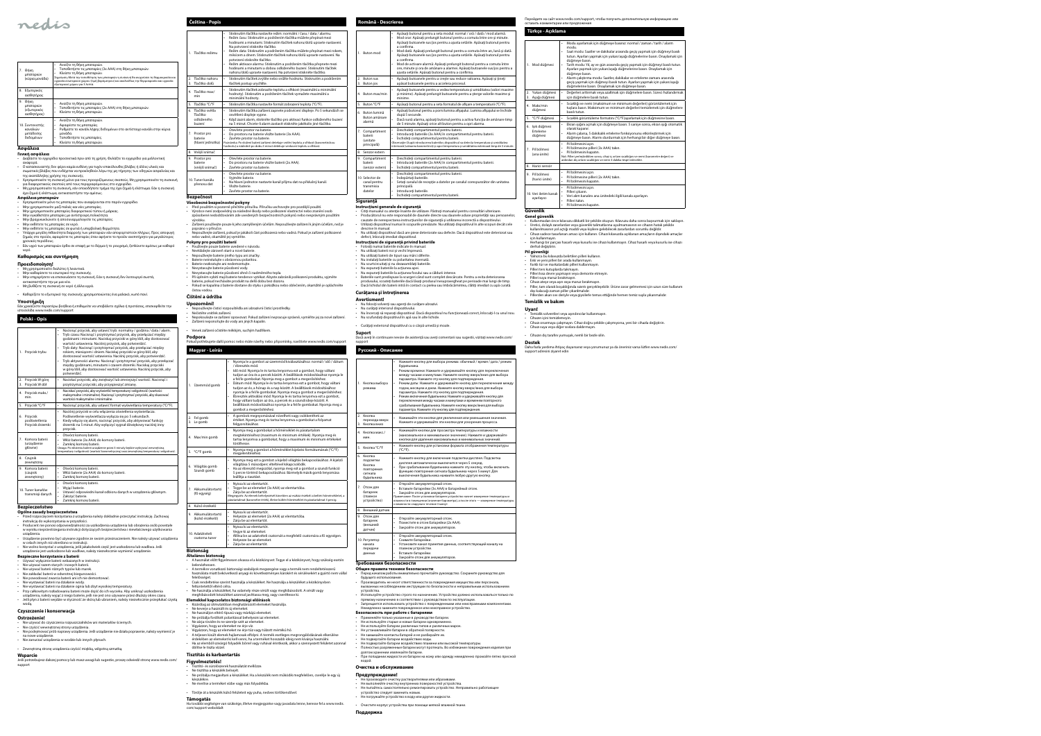nedis

| | |
|---|---|
| 7. Θήκη μπαταριών (κύρια μονάδα) | - Ανοίξτε τη θήκη μπαταριών.<br>- Τοποθετήστε τις μπαταρίες (2x AAA) στη θήκη μπαταριών.<br>- Κλείστε τη θήκη μπαταριών. |
| 8. Εξωτερικός αισθητήρας | |
| 9. Θήκη μπαταριών (εξωτερικός αισθητήρας) | - Ανοίξτε τη θήκη μπαταριών.<br>- Τοποθετήστε τις μπαταρίες (2x AAA) στη θήκη μπαταριών.<br>- Κλείστε τη θήκη μπαταριών. |
| 10. Συντονιστής καναλιών μετάδοσης δεδομένων | - Ανοίξτε τη θήκη μπαταριών.<br>- Αφαιρέστε τις μπαταρίες.<br>- Ρυθμίστε το κανάλι λήψης δεδομένων στο αντίστοιχο κανάλι στην κύρια μονάδα.<br>- Τοποθετήστε τις μπαταρίες.<br>- Κλείστε τη θήκη μπαταριών. |

## Ασφάλεια

### Γενική ασφάλεια

- Διαβάστε το εγχειρίδιο προσεκτικά πριν από τη χρήση. Φυλάξτε το εγχειρίδιο για μελλοντική αναφορά.
- Ο κατασκευαστής δεν φέρει καμία ευθύνη για τυχόν υπαιτιότητα ζημιάς ή άλλες υλικές και σωματικές βλάβες που ενδέχεται να προκληθούν λόγω της μη τήρησης των οδηγιών ασφαλείας και της ακατάλληλης χρήσης της συσκευής.
- Χρησιμοποιείτε τη συσκευή μόνο για τους προοριζόμενους σκοπούς. Μη χρησιμοποιείτε τη συσκευή για διαφορετικούς σκοπούς από τους περιγραφόμενους στο εγχειρίδιο.
- Μη χρησιμοποιείτε τη συσκευή, εάν οποιοδήποτε τμήμα της έχει ζημιά ή ελάττωμα. Εάν η συσκευή έχει ζημιά ή ελάττωμα, αντικαταστήστε την αμέσως.

### Ασφάλεια μπαταριών

- Χρησιμοποιείτε μόνο τις μπαταρίες που αναφέρονται στο παρόν εγχειρίδιο.
- Μην χρησιμοποιείτε μαζί παλιές και νέες μπαταρίες.
- Μην χρησιμοποιείτε μπαταρίες διαφορετικού τύπου ή μάρκας.
- Μην εγκαθιστάτε μπαταρίες με αντίστροφη πολικότητα.
- Μην βραχυκυκλώνετε ή αποσυναρμολογείτε τις μπαταρίες.
- Μην εκθέτετε τις μπαταρίες σε νερό.
- Μην εκθέτετε τις μπαταρίες σε φωτιά ή υψηλές θερμοκρασίες.
- Υπάρχει μεγάλη πιθανότητα διαρροής των μπαταριών εάν αποφορτιστούν πλήρως. Προς αποφυγή ζημιάς στο προϊόν, αφαιρέστε τις μπαταρίες όταν αφήνετε το προϊόν εκτεταμένα για μεγάλες χρονικές περιόδους.
- Εάν υγρό των μπαταριών έρθει σε επαφή με το δέρμα ή τα ρούχα σας, ξεπλύνετε αμέσως με καθαρό νερό.

## Καθαρισμός και συντήρηση

### Προειδοποίηση!

- Μη χρησιμοποιείτε διαλύτες ή λειαντικά.
- Μην καθαρίζετε το εσωτερικό της συσκευής.
- Μην επιχειρήσετε να επισκευάσετε τη συσκευή. Εάν η συσκευή δεν λειτουργεί σωστά, αντικαταστήστε την με μια νέα.
- Μη βυθίζετε τη συσκευή σε νερό ή άλλα υγρά.
- Καθαρίστε το εξωτερικό της συσκευής με ένα μαλακό, νωπό πανί.

### Υποστήριξη

Εάν χρειάζεστε περαιτέρω βοήθεια ή επιθυμείτε να υποβάλετε σχόλια ή προτάσεις, επισκεφθείτε την ιστοσελίδα www.nedis.com/support

## Polski - Opis

| | |
|---|---|
| 1. Przycisk trybu | - Naciśnij przycisk, aby ustawić tryb: normalny / godzina / data / alarm.<br>- Tryb czasu: Naciśnij i przytrzymaj przycisk, aby przełączać między godzinami i minutami. Naciśnij przycisk w górę/dół, aby dostosować wartość ustawienia. Naciśnij przycisk, aby potwierdzić.<br>- Tryb daty: Naciśnij i przytrzymaj przycisk, aby przełączać między rokiem, miesiącem i dniem. Naciśnij przycisk w górę/dół, aby dostosować wartość ustawienia. Naciśnij przycisk, aby potwierdzić.<br>- Tryb aktywności alarmu: Naciśnij i przytrzymaj przycisk, aby przełączać między godzinami, minutami i czasem drzemki. Naciśnij przycisk w górę/dół, aby dostosować wartość ustawienia. Naciśnij przycisk, aby potwierdzić. |
| 2. Przycisk W górę<br>3. Przycisk W dół | - Naciskaj przycisk, aby zwiększyć lub zmniejszyć wartość. Naciśnij i przytrzymaj przycisk, aby przyspieszyć zmianę. |
| 4. Przycisk maks./min. | - Naciśnij przycisk, aby wyświetlić temperaturę i wilgotność (wartości maksymalne i minimalne). Naciśnij i przytrzymaj przycisk, aby usunąć wartości maksymalne i minimalne. |
| 5. Przycisk °C/°F | - Naciśnij przycisk, aby ustawić format wyświetlania temperatury (°C/°F). |
| 6. Przycisk podświetlenia<br>Przycisk drzemki | - Naciśnij przycisk w celu włączenia oświetlenia wyświetlacza.<br>- Podświetlenie wyświetlacza wyłącza się po 5 sekundach.<br>- Kiedy włączy się alarm, naciśnij przycisk, aby aktywować funkcję drzemki na 5 minut. Aby wyłączyć sygnał dźwiękowy naciśnij inny przycisk. |
| 7. Komora baterii (urządzenie główne) | - Otwórz komorę baterii.<br>- Włóż baterie (2x AAA) do komory baterii.<br>- Zamknij komorę baterii.<br>Uwaga: Po włożeniu baterii urządzenie przez 3 minuty będzie wykrywać zewnętrzną temperaturę i wilgotność (wartości temperatury oraz zewnętrznej temperatury i wilgotności) |
| 8. Czujnik zewnętrzny | |
| 9. Komora baterii (czujnik zewnętrzny) | - Otwórz komorę baterii.<br>- Włóż baterie (2x AAA) do komory baterii.<br>- Zamknij komorę baterii. |
| 10. Tuner kanałów transmisji danych | - Otwórz komorę baterii.<br>- Wyjmij baterie.<br>- Ustaw odpowiedni kanał odbioru danych w urządzeniu głównym.<br>- Załóż baterie.<br>- Zamknij komorę baterii. |

## Bezpieczeństwo

### Ogólne zasady bezpieczeństwa

- Przed rozpoczęciem korzystania z urządzenia należy dokładnie przeczytać instrukcję. Zachowaj instrukcję do wykorzystania w przyszłości.
- Producent nie ponosi odpowiedzialności za uszkodzenia urządzenia lub obrażenia osób powstałe w wyniku nieprzestrzegania instrukcji dotyczących bezpieczeństwa i niewłaściwego użytkowania urządzenia.
- Urządzenie powinno być używane zgodnie ze swoim przeznaczeniem. Nie należy używać urządzenia w celach innych niż określone w instrukcji.
- Nie wolno korzystać z urządzenia, jeśli jakakolwiek część jest uszkodzona lub wadliwa. Jeśli urządzenie jest uszkodzone lub wadliwe, należy niezwłocznie wymienić urządzenie.

### Bezpieczne korzystanie z baterii

- Używaj wyłącznie baterii wskazanych w instrukcji.
- Nie używaj razem starych i nowych baterii.
- Nie używaj baterii różnych typów lub marek.
- Nie zakładaj baterii w odwrotnej biegunowości.
- Nie powoduj zwarcia baterii ani ich nie demontuj.
- Nie wystawiaj baterii na działanie wody.
- Nie wystawiaj baterii na działanie ognia lub zbyt wysokiej temperatury.
- Przy całkowitym rozładowaniu baterii może dojść do ich wycieku. Aby uniknąć uszkodzenia urządzenia, należy wyjąć z niego baterie, jeśli nie jest ono używane przez dłuższy okres czasu.
- Jeśli płyn z baterii wejdzie w styczność ze skórą lub ubraniem, należy niezwłocznie przepłukać czystą wodą.

## Czyszczenie i konserwacja

### Ostrzeżenie!

- Nie używaj do czyszczenia rozpuszczalników ani materiałów ściernych.
- Nie czyść wewnętrznej strony urządzenia.
- Nie podejmować prób naprawy urządzenia. Jeśli urządzenie nie działa poprawnie, należy wymienić je na nowe urządzenie.
- Nie zanurzać urządzenia w wodzie lub innych płynach.
- Zewnętrzną stronę urządzenia czyścić miękką, wilgotną szmatką.

### Wsparcie

Jeśli potrzebujesz dalszej pomocy lub masz uwagi lub sugestie, proszę odwiedź stronę www.nedis.com/support

## Čeština - Popis

| | |
|---|---|
| 1. Tlačítko režimu | - Stisknutím tlačítka nastavte režim: normální / čas / datum / alarmu.<br>- Režim času: Stisknutím a podržením tlačítka můžete přepínat mezi hodinami a minutami. Stisknutím tlačítek nahoru/dolů upravte nastavení. Na potvrzení stiskněte tlačítko.<br>- Režim data: Stisknutím a podržením tlačítka můžete přepínat mezi rokem, měsícem a dnem. Stisknutím tlačítek nahoru/dolů upravte nastavení. Na potvrzení stiskněte tlačítko.<br>- Režim aktivace alarmu: Stisknutím a podržením tlačítka přepínáte mezi hodinami a minutami a dobou odloženého buzení. Stisknutím tlačítek nahoru/dolů upravte nastavení. Na potvrzení stiskněte tlačítko. |
| 2. Tlačítko nahoru<br>3. Tlačítko dolů | - Stisknutím tlačítek zvyšte nebo snižte hodnotu. Stisknutím a podržením tlačítek proces zrychlíte. |
| 4. Tlačítko max/min | - Stisknutím tlačítek zobrazíte teplotu a vlhkost (maximální a minimální hodnoty). Stisknutím a podržením tlačítka vymažete maximální a minimální hodnoty. |
| 5. Tlačítko °C/°F | - Stisknutím tlačítka nastavte formát zobrazení teploty (°C/°F). |
| 6. Tlačítko světla<br>Tlačítko odloženého buzení | - Stisknutím tlačítka zapnete podsvícení displeje. Po 5 sekundách se osvětlení displeje vypne.<br>- Když zazní alarm, stiskněte tlačítko pro aktivaci funkce odloženého buzení na 5 minut. Chcete-li alarm zastavit stiskněte jakékoli jiné tlačítko. |
| 7. Prostor pro baterie (hlavní jednotka) | - Otevřete prostor na baterie.<br>- Do prostoru na baterie vložte baterie (2x AAA).<br>- Zavřete prostor na baterie.<br>Poznámka: Po vložení baterií začne detektor vnější teploty a vlhkosti (teploměr/vlhkoměr) hodnoty a základní po dobu 3 minut detekuje venkovní teplotu a vlhkost. |
| 8. Vnější snímač | |
| 9. Prostor pro baterie (vnější snímač) | - Otevřete prostor na baterie.<br>- Do prostoru na baterie vložte baterie (2x AAA).<br>- Zavřete prostor na baterie. |
| 10. Tuner kanálu přenosu dat | - Otevřete prostor na baterie.<br>- Vyjměte baterie.<br>- Na hlavní jednotce nastavte kanál příjmu dat na příslušný kanál.<br>- Vložte baterie.<br>- Zavřete prostor na baterie. |

## Bezpečnost

### Všeobecné bezpečnostní pokyny

- Před použitím si pozorně přečtěte příručku. Příručku uschovejte pro pozdější použití.
- Výrobce není zodpovědný za následné škody nebo poškození zdraví či majetku osob, které jsou způsobené nedodržováním zde uvedených bezpečnostních pokynů nebo nesprávným použitím výrobku.
- Zařízení používejte pouze k jeho zamýšlenému účelu. Nepoužívejte zařízení k jiným účelům, než je popsáno v příručce.
- Nepoužívejte zařízení, pokud je jakákoli část poškozená nebo vadná. Pokud je zařízení poškozené nebo vadné, okamžitě jej vyměňte.

### Pokyny pro použití baterií

- Používejte pouze baterie uvedené v návodu.
- Nekombinujte staré a nové baterie.
- Nepoužívejte baterie jiného typu ani značky.
- Baterie neinstalujte s obrácenou polaritou.
- Baterie nezkratujte ani nedemontujte.
- Nevystavujte baterie působení vody.
- Nevystavujte baterie působení ohně či nadměrné teplo.
- Při úplném vybití mají baterie tendenci vytékat. Abyste zabránili poškození produktu, vyjměte baterie, pokud nechcete produkt na delší dobu používat.
- Pokud se kapalina z baterie dostane do styku s pokožkou nebo oblečením, okamžitě je opláchněte čistou vodou.

## Čištění a údržba

### Upozornění!

- Nepoužívejte čisticí rozpouštědla ani abrazivní čisticí prostředky.
- Nečistěte vnitřek zařízení.
- Nepokoušejte se zařízení opravovat. Pokud zařízení nepracuje správně, vyměňte jej za nové zařízení.
- Zařízení neponořujte do vody ani jiných kapalin.
- Venek zařízení očistěte měkkým, suchým hadříkem.

### Podpora

Pokud potřebujete další pomoc nebo máte nějaký nebo připomínky, navštivte www.nedis.com/support

## Magyar - Leírás

| | |
|---|---|
| 1. Üzemmód gomb | - Nyomja le a gombot az üzemmód kiválasztásához: normál / idő / dátum / ébresztés mód.<br>- Idő mód: Nyomja le és tartsa lenyomva ezt a gombot, hogy váltani tudjon az óra és a percek között. A beállítások módosításához nyomja le a fel/le gombokat. Nyomja meg a gombot a megerősítéshez.<br>- Dátum mód: Nyomja le és tartsa lenyomva ezt a gombot, hogy váltani tudjon az év, a hónap és a nap között. A beállítások módosításához nyomja le a fel/le gombokat. Nyomja meg a gombot a megerősítéshez.<br>- Ébresztés aktiválási mód: Nyomja le és tartsa lenyomva ezt a gombot, hogy váltani tudjon az órák, a percek és a szundi idejei között. A beállítások módosításához nyomja le a fel/le gombokat. Nyomja meg a gombot a megerősítéshez. |
| 2. Fel gomb<br>3. Le gomb | - A gombok megnyomásával növelheti vagy csökkentheti az értéket. Nyomja meg és tartsa lenyomva a gombokat a folyamat felgyorsításához. |
| 4. Max/min gomb | - Nyomja meg a gombokat a hőmérséklet és páratartalom megtekintéséhez (maximum és minimum értékek). Nyomja meg és tartsa lenyomva a gombokat, hogy a maximum és minimum értéket törölhesse. |
| 5. °C/°F gomb | - Nyomja meg a gombot a hőmérséklet kijelzési formátumának (°C/°F) megadásához. |
| 6. Világítás gomb<br>Szundi gomb | - Nyomja meg ezt a gombot a kijelző világítás bekapcsolásához. A kijelző világítása 5 másodperc elteltével kikapcsolódik.<br>- Ha az ébresztő megszólal, nyomja meg ezt a gombot a szundi funkció 5 percre történő bekapcsolásához. Bármelyik másik gombbal kikapcsolhatja a hangjelzést. |
| 7. Akkumulátortartó (fő egység) | - Nyissa ki az elemtartót.<br>- Tegye be az elemeket (2x AAA) az elemtartóba.<br>- Zárja be az elemtartót.<br>Megjegyzés: Az elemek behelyezését követően az eszköz érzékeli a kültéri hőmérsékletet, a páratartalmat (barometer értéket), illetve kültéri hőmérsékletet és páratartalmat 3 percig. |
| 8. Kültéri érzékelő | |
| 9. Akkumulátortartó (kültéri érzékelő) | - Nyissa ki az elemtartót.<br>- Helyezze az elemeket (2x AAA) az elemtartóba.<br>- Zárja be az elemtartót. |
| 10. Adatátviteli csatorna tuner | - Nyissa ki az elemtartót.<br>- Vegye ki az elemeket.<br>- Állítsa be az adatvételi csatornát a megfelelő csatornára a fő egységen.<br>- Helyezze be az elemeket.<br>- Zárja be az elemtartót. |

## Biztonság

### Általános biztonság

- A használat előtt figyelmesen olvassa el a kézikönyvet. Tegye el a kézikönyvet, hogy szükség esetén belenézhessen.
- A termékre vonatkozó biztonsági szabályok megsértése vagy a termék nem rendeltetésszerű használata miatt bekövetkező anyagi és következményes károkért és sérülésekért a gyártó nem vállal felelősséget.
- Csak rendeltetésének szerint használja a készüléket. Ne használja a készüléket a kézikönyvben feltüntetettől eltérő célra.
- Ne használja a készüléket, ha valamely része sérült vagy meghibásodott. A sérült vagy meghibásodott készüléket azonnal javíttassa meg, vagy cserélltesse ki.

### Elemekkel kapcsolatos biztonsági előírások

- Kizárólag az útmutatóban meghatározott elemeket használja.
- Ne keverje a használt és új elemeket.
- Ne használjon eltérő típusú vagy márkájú elemeket.
- Ne próbálja fordított polaritással behelyezni az elemeket.
- Ne zárja rövidre és ne szerelje szét az elemeket.
- Vigyázzon, hogy az elemeket ne érje víz.
- Vigyázzon, hogy az elemeket ne érje tűz vagy túlzott mértékű hő.
- A teljesen kiürült elemek hajlamosak elfolyni. A termék esetleges megrongálódásának elkerülése érdekében az elemeket ki kell venni, ha a terméket hosszabb ideig nem kívánja használni.
- Ha az elemből szivárgó folyadék bőrrel vagy ruhával érintkezik, akkor a szennyezett felületet azonnal öblítse le tiszta vízzel.

## Tisztítás és karbantartás

### Figyelmeztetés!

- Tisztító- és súrolószerek használatát mellőzze.
- Ne tisztítsa a készülék belsejét.
- Ne próbálja megjavítani a készüléket. Ha a készülék nem működik megfelelően, cserélje le egy új készülékre.
- Ne merítse a terméket vízbe vagy más folyadékba.
- Törölje át a készülék külső felületét egy puha, nedves törlőkendővel.

### Támogatás

Ha további segítségre van szüksége, illetve megjegyzése vagy javaslata lenne, kérjük fel a www.nedis.com/support weboldalt

## Română - Descrierea

| | |
|---|---|
| 1. Buton mod | - Apăsați butonul pentru a seta modul: normal / oră / dată / mod alarmă.<br>- Mod oră: Apăsați prelungit butonul pentru a comuta între oră și minute. Apăsați butoanele sus/jos pentru a ajusta setările. Apăsați butonul pentru a confirma.<br>- Mod dată: Apăsați prelungit butonul pentru a comuta între an, lună și dată. Apăsați butoanele sus/jos pentru a ajusta setările. Apăsați butonul pentru a confirma.<br>- Mod de activare alarmă: Apăsați prelungit butonul pentru a comuta între ore, minute și ora de amânare a alarmei. Apăsați butoanele sus/jos pentru a ajusta setările. Apăsați butonul pentru a confirma. |
| 2. Buton sus<br>3. Buton jos | - Apăsați butoanele pentru a crește sau reduce valoarea. Apăsați și țineți apăsat butoanele pentru a accelera procesul. |
| 4. Buton max/min | - Apăsați butoanele pentru a vedea temperatura și umiditatea (valori maxime și minime). Apăsați prelungit butoanele pentru a șterge valorile maxime și minime. |
| 5. Buton °C/°F | - Apăsați butonul pentru a seta formatul de afișare a temperaturii (°C/°F). |
| 6. Buton lumină<br>Buton amânare alarmă | - Apăsați butonul pentru a porni lumina afișajului. Lumina afișajului se închide după 5 secunde.<br>- Dacă sună alarma, apăsați butonul pentru a activa funcția de amânare timp de 5 minute. Apăsați orice alt buton pentru a opri alarma. |
| 7. Compartiment baterii (unitate principală) | - Deschideți compartimentul pentru baterii.<br>- Introduceți bateriile (2x AAA) în compartimentul pentru baterii.<br>- Închideți compartimentul pentru baterii.<br>Observație: După introducerea bateriilor, dispozitivul va detecta temperatura și umiditatea exterioară (valoarea barometrică) și apoi temperatura și umiditatea exterioară timp de 3 minute. |
| 8. Senzor extern | |
| 9. Compartiment baterii (senzor extern) | - Deschideți compartimentul pentru baterii.<br>- Introduceți bateriile (2x AAA) în compartimentul pentru baterii.<br>- Închideți compartimentul pentru baterii. |
| 10. Selector de canal pentru transmisia datelor | - Deschideți compartimentul pentru baterii.<br>- Îndepărtați bateriile.<br>- Setați canalul de recepție a datelor pe canalul corespunzător din unitatea principală.<br>- Introduceți bateriile.<br>- Închideți compartimentul pentru baterii. |

## Siguranță

### Instrucțiuni generale de siguranță

- Citiți manualul cu atenție înainte de utilizare. Păstrați manualul pentru consultări ulterioare.
- Producătorul nu este responsabil de daunele directe sau daunele aduse proprietății sau persoanelor, cauzate de nerespectarea instrucțiunilor de siguranță și utilizarea incorectă a dispozitivului.
- Utilizați dispozitivul numai în scopurile prevăzute. Nu utilizați dispozitivul în alte scopuri decât cele descrise în manual.
- Nu utilizați dispozitivul dacă o piesă este deteriorată sau defectă. Dacă dispozitivul este deteriorat sau defect, înlocuiți imediat dispozitivul.

### Instrucțiuni de siguranță privind bateriile

- Folosiți numai bateriile indicate în manual.
- Nu utilizați baterii noi și vechi împreună.
- Nu utilizați baterii de tipuri sau mărci diferite.
- Nu instalați bateriile cu polaritatea inversată.
- Nu scurtcircuitați și nu dezasamblați bateriile.
- Nu expuneți bateriile la acțiunea apei.
- Nu expuneți bateriile la acțiunea focului sau a căldurii intense.
- Bateriile sunt predispuse la scurgeri când sunt complet descărcate. Pentru a evita deteriorarea produsului, scoateți bateriile dacă lăsați produsul neutilizat pentru perioade mai lungi de timp.
- Dacă lichidul din baterii intră în contact cu pielea sau îmbrăcămintea, clătiți imediat cu apă curată.

## Curățarea și întreținerea

### Avertisment!

- Nu folosiți solvenți sau agenți de curățare abrazivi.
- Nu curățați interiorul dispozitivului.
- Nu încercați să reparați dispozitivul. Dacă dispozitivul nu funcționează corect, înlocuiți-l cu unul nou.
- Nu scufundați dispozitivul în apă sau în alte lichide.
- Curățați exteriorul dispozitivului cu o cârpă umedă și moale.

### Suport

Dacă aveți în continuare nevoie de asistență sau aveți comentarii sau sugestii, vizitați www.nedis.com/support

## Русский - Описание

| | |
|---|---|
| 1. Кнопка выбора режима | - Нажмите кнопку для выбора режима: обычный / время / дата / режим будильника.<br>- Режим времени: Нажмите и удерживайте кнопку для переключения между часами и минутами. Нажмите кнопку вверх/вниз для выбора параметра. Нажмите эту кнопку для подтверждения.<br>- Режим даты: Нажмите и удерживайте кнопку для переключения между годом, месяцем и днем. Нажмите кнопку вверх/вниз для выбора параметра. Нажмите эту кнопку для подтверждения.<br>- Режим включения будильника: Нажмите и удерживайте кнопку для переключения между часами и минутами и временем повторного срабатывания будильника. Нажмите кнопку вверх/вниз для выбора параметра. Нажмите эту кнопку для подтверждения. |
| 2. Кнопка перехода вверх<br>3. Кнопка вниз | - Нажимайте эти кнопки для увеличения или уменьшения значения. Нажмите и удерживайте эти кнопки для ускорения процесса. |
| 4. Кнопка макс./мин. | - Нажимайте кнопки для просмотра температуры и влажности (максимальное и минимальное значение). Нажмите и удерживайте кнопки для удаления максимальных и минимальных значений. |
| 5. Кнопка °C/°F | - Нажмите кнопку для установки формата отображения температуры (°C/°F). |
| 6. Кнопка подсветки<br>Кнопка повторения сигнала будильника | - Нажмите кнопку для включения подсветки дисплея. Подсветка дисплея автоматически выключается через 5 секунд.<br>- При срабатывании будильника нажмите эту кнопку, чтобы включить функцию повторения сигнала будильника через 5 минут. Для выключения будильника нажмите любую другую кнопку. |
| 7. Отсек для батареек (главное устройство) | - Откройте аккумуляторный отсек.<br>- Вставьте батарейки (2x AAA) в батарейный отсек.<br>- Закройте отсек для аккумуляторов.<br>Примечание: После установки батареек устройство начнет измерение температуры и влажности в помещении (значение барометра), а после этого — измерение температуры и влажности снаружи в течение 3 минут. |
| 8. Внешний датчик | |
| 9. Отсек для батареек (внешний датчик) | - Откройте аккумуляторный отсек.<br>- Поместите в отсек батарейки (2x AAA).<br>- Закройте отсек для аккумуляторов. |
| 10. Регулятор канала передачи данных | - Откройте аккумуляторный отсек.<br>- Снимите батарейки.<br>- Установите канал приема данных, соответствующий каналу на главном устройстве.<br>- Вставьте батарейки.<br>- Закройте отсек для аккумуляторов. |

## Требования безопасности

### Общие правила техники безопасности

- Перед началом работы внимательно прочитайте руководство. Сохраните руководство для будущего использования.
- Производитель не несет ответственности за повреждения имущества или персонала, вызванные несоблюдением инструкции по безопасности и неправильным использованием устройства.
- Используйте устройство строго по назначению. Устройство должно использоваться только по прямому назначению в соответствии с руководством по эксплуатации.
- Запрещается использовать устройство с поврежденными или неисправными компонентами. Немедленно замените поврежденное или неисправное устройство.

### Безопасность при работе с батареями

- Применяйте только указанные в руководстве батареи.
- Не используйте старые и новые батареи одновременно.
- Не используйте батареи различных типов и разных марок.
- Не устанавливайте батареи в обратной полярности.
- Не замыкайте контакты батарей и не разбирайте их.
- Не подвергайте батареи воздействию воды.
- Не подвергайте батареи воздействию пламени или высокой температуры.
- Полностью разряженные батареи могут протекать. Во избежание повреждения изделия при долгом хранении извлекайте батареи.
- При попадании жидкости из батареи на кожу или одежду немедленно промойте пятно чистой водой.

## Очистка и обслуживание

### Предупреждение!

- Не производите очистку растворителями или абразивами.
- Не выполняйте очистку внутренних поверхностей устройства.
- Не пытайтесь самостоятельно ремонтировать устройство. Неправильно работающее устройство следует заменить новым.
- Не погружайте устройство в воду или другие жидкости.
- Очистите корпус устройства при помощи мягкой влажной ткани.

### Поддержка

Перейдите на сайт www.nedis.com/support, чтобы получить дополнительную информацию или оставить комментарии или предложения

## Türkçe - Açıklama

| | |
|---|---|
| 1. Mod düğmesi | - Modu ayarlamak için düğmeye basınız: normal / zaman / tarih / alarm modu.<br>- Saat modu: Saatler ve dakikalar arasında geçiş yapmak için düğmeyi basılı tutun. Ayarları yapmak için yukarı/aşağı düğmelerine basın. Onaylamak için düğmeye basın.<br>- Tarih modu: Yıl, ay ve gün arasında geçiş yapmak için düğmeyi basılı tutun. Ayarları yapmak için yukarı/aşağı düğmelerine basın. Onaylamak için düğmeye basın.<br>- Alarm çalıştırma modu: Saatler, dakikalar ve erteleme zamanı arasında geçiş yapmak için düğmeyi basılı tutun. Ayarları yapmak için yukarı/aşağı düğmelerine basın. Onaylamak için düğmeye basın. |
| 2. Yukarı düğmesi<br>3. Aşağı düğmesi | - Değerleri arttırmak veya azaltmak için düğmelere basın. Süreci hızlandırmak için düğmelere basılı tutun. |
| 4. Maks/min düğmesi | - Sıcaklığı ve nemi (maksimum ve minimum değerler) görüntülemek için tuşlara basın. Maksimum ve minimum değerleri temizlemek için düğmelere basılı tutun. |
| 5. °C/°F düğmesi | - Sıcaklık görüntüleme formatını (°C/°F) ayarlamak için düğmesine basın. |
| 6. Işık düğmesi<br>Erteleme düğmesi | - Ekran ışığını açmak için düğmeye basın. 5 saniye sonra, ekran ışığı otomatik olarak kapanır.<br>- Alarm çalarsa, 5 dakikalık erteleme fonksiyonunu etkinleştirmek için düğmesine basın. Alarmı durdurmak için herhangi bir diğer düğmeye basın. |
| 7. Pil bölmesi (ana ünite) | - Pil bölmesini açın.<br>- Pil bölmesine pilleri (2x AAA) takın.<br>- Pil bölmesini kapatın.<br>Not: Piller yerleştirildikten sonra, cihaz iç ortam sıcaklığını ve nemi (barometre değeri) ve ardından dış ortam sıcaklığını ve nemi 3 dakika boyunca algılar. |
| 8. Harici sensör | |
| 9. Pil bölmesi (harici ünite) | - Pil bölmesini açın.<br>- Pil bölmesine pilleri (2x AAA) takın.<br>- Pil bölmesini kapatın. |
| 10. Veri iletim kanalı ayarlayıcı | - Pil bölmesini açın.<br>- Pilleri çıkarın.<br>- Veri alım kanalını ana ünitedeki ilgili kanala ayarlayın.<br>- Pilleri takın.<br>- Pil bölmesini kapatın. |

## Güvenlik

### Genel güvenlik

- Kullanmadan önce kılavuzu dikkatli bir şekilde okuyun. Kılavuzu daha sonra başvurmak için saklayın.
- Üretici, dolaylı zararlardan veya güvenlik talimatlarına uyulmamasının ve cihazın hatalı şekilde kullanılmasının yol açtığı maddi veya kişilere gelebilecek zararlardan sorumlu değildir.
- Cihazı sadece tasarlanan amacı için kullanın. Cihazı kılavuzda açıklanan amaçlarından farklı amaçlar için kullanmayın.
- Herhangi bir parçası hasarlı veya kusurlu ise cihazı kullanmayın. Cihaz hasarlı veya kusurlu ise cihazı derhal değiştirin.

### Pil güvenliği

- Yalnızca bu kılavuzda belirtilen pilleri kullanın.
- Eski ve yeni pilleri bir arada kullanmayın.
- Farklı tür ve markalardaki pilleri kullanmayın.
- Pilleri ters kutuplarda takmayın.
- Pilleri kısa devre yapmayın veya demonte etmeyin.
- Pilleri suya maruz bırakmayın.
- Cihazı ateşe veya aşırı ısıya maruz bırakmayın.
- Piller, tam olarak boşaldığında sızıntı gerçekleşebilir. Ürüne zarar gelmemesi için uzun süre kullanım dışı kalacağı zaman pilleri çıkarmalıdır.
- Pillerden akan sıvı deriyle veya giysilerle temas ettiğinde hemen temiz suyla yıkanmalıdır.

## Temizlik ve bakım

### Uyarı!

- Temizlik solventleri veya aşındırıcılar kullanmayın.
- Cihazın içini temizlemeyin.
- Cihazı onarmaya çalışmayın. Cihaz doğru şekilde çalışmıyorsa, yeni bir cihazla değiştirin.
- Cihazı suya veya diğer sıvılara daldırmayın.
- Cihazın dış tarafını yumuşak, nemli bir bezle silin.

### Destek

Daha fazla yardıma ihtiyaç duyarsanız veya yorumunuz ya da öneriniz varsa lütfen www.nedis.com/support adresini ziyaret edin